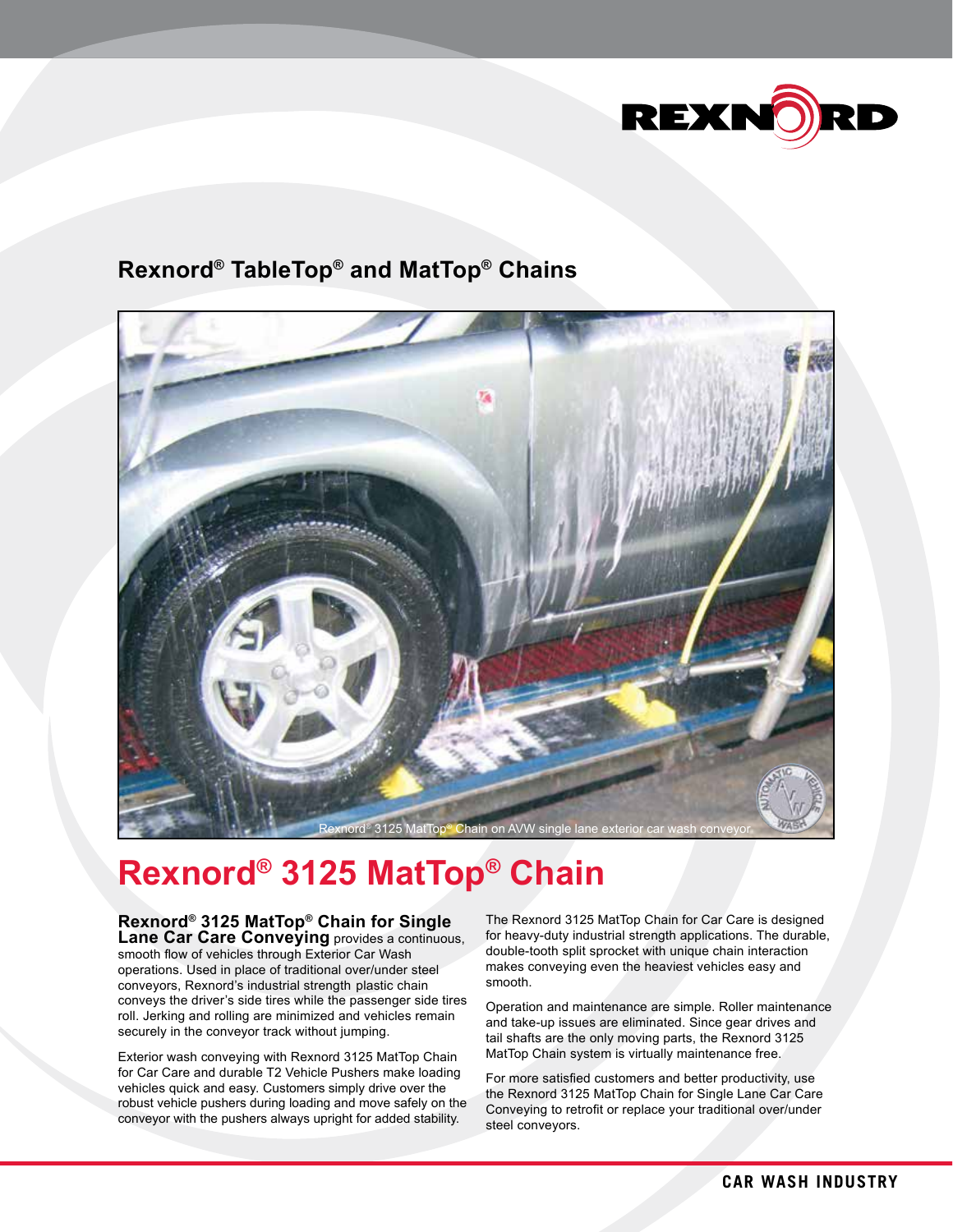## Rexnord® TableTop® and MatTop® Chains

Rexnord® 3125 MatTop® Chain on AVW single lane exterior car wash conveyor.

# Rexnord® 3125 MatTop® Chain

**Rexnord® 3125 MatTop® Chain for Single Lane Car Care Conveying** provides a continuous, smooth flow of vehicles through Exterior Car Wash operations. Used in place of traditional over/under steel conveyors, Rexnord's industrial strength plastic chain conveys the driver's side tires while the passenger side tires roll. Jerking and rolling are minimized and vehicles remain securely in the conveyor track without jumping.

Exterior wash conveying with Rexnord 3125 MatTop Chain for Car Care and durable T2 Vehicle Pushers make loading vehicles quick and easy. Customers simply drive over the robust vehicle pushers during loading and move safely on the conveyor with the pushers always upright for added stability.

The Rexnord 3125 MatTop Chain for Car Care is designed for heavy-duty industrial strength applications. The durable, double-tooth split sprocket with unique chain interaction makes conveying even the heaviest vehicles easy and smooth.

Operation and maintenance are simple. Roller maintenance and take-up issues are eliminated. Since gear drives and tail shafts are the only moving parts, the Rexnord 3125 MatTop Chain system is virtually maintenance free.

For more satisfied customers and better productivity, use the Rexnord 3125 MatTop Chain for Single Lane Car Care Conveying to retrofit or replace your traditional over/under steel conveyors.

**CAR WASH INDUSTRY**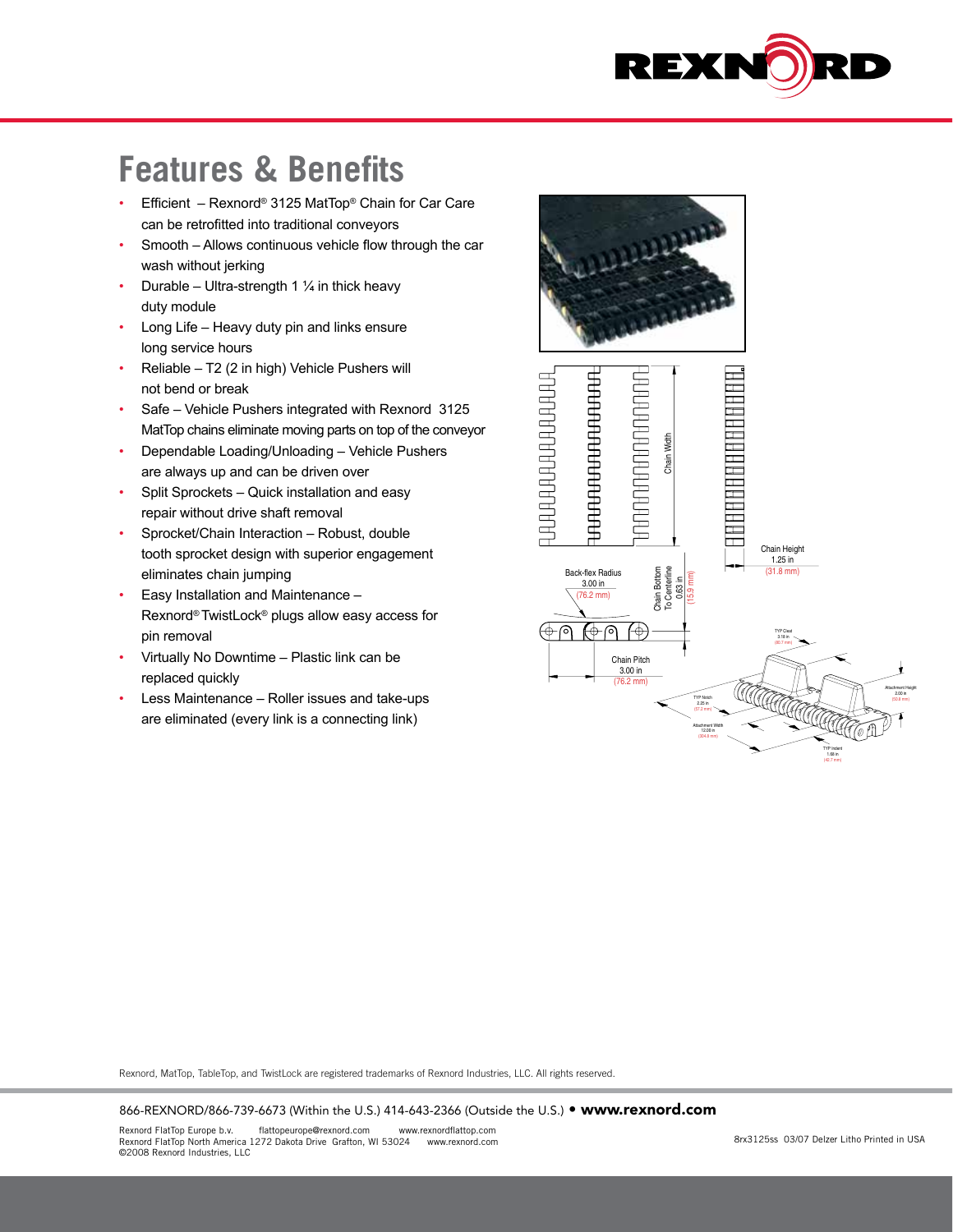# Features & Benefits

- Efficient – Rexnord® 3125 MatTop® Chain for Car Care can be retrofitted into traditional conveyors
- Smooth – Allows continuous vehicle flow through the car wash without jerking
- Durable – Ultra-strength 1 ¼ in thick heavy duty module
- Long Life – Heavy duty pin and links ensure long service hours
- Reliable – T2 (2 in high) Vehicle Pushers will not bend or break
- Safe – Vehicle Pushers integrated with Rexnord 3125 MatTop chains eliminate moving parts on top of the conveyor
- Dependable Loading/Unloading – Vehicle Pushers are always up and can be driven over
- Split Sprockets – Quick installation and easy repair without drive shaft removal
- Sprocket/Chain Interaction – Robust, double tooth sprocket design with superior engagement eliminates chain jumping
- Easy Installation and Maintenance – Rexnord® TwistLock® plugs allow easy access for pin removal
- Virtually No Downtime – Plastic link can be replaced quickly
- Less Maintenance – Roller issues and take-ups are eliminated (every link is a connecting link)

Chain Width

Chain Height
1.25 in
(31.8 mm)

Back-flex Radius
3.00 in
(76.2 mm)

Chain Bottom To Centerline
0.63 in
(15.9 mm)

Chain Pitch
3.00 in
(76.2 mm)

TYP Cleat
3.18 in
(80.7 mm)

Attachment Height
2.00 in
(50.8 mm)

TYP Notch
2.25 in
(57.2 mm)

Attachment Width
12.00 in
(304.8 mm)

TYP Indent
1.68 in
(42.7 mm)

Rexnord, MatTop, TableTop, and TwistLock are registered trademarks of Rexnord Industries, LLC. All rights reserved.

866-REXNORD/866-739-6673 (Within the U.S.) 414-643-2366 (Outside the U.S.) • **www.rexnord.com**

Rexnord FlatTop Europe b.v. flattopeurope@rexnord.com www.rexnordflattop.com
Rexnord FlatTop North America 1272 Dakota Drive Grafton, WI 53024 www.rexnord.com
©2008 Rexnord Industries, LLC

8rx3125ss 03/07 Delzer Litho Printed in USA